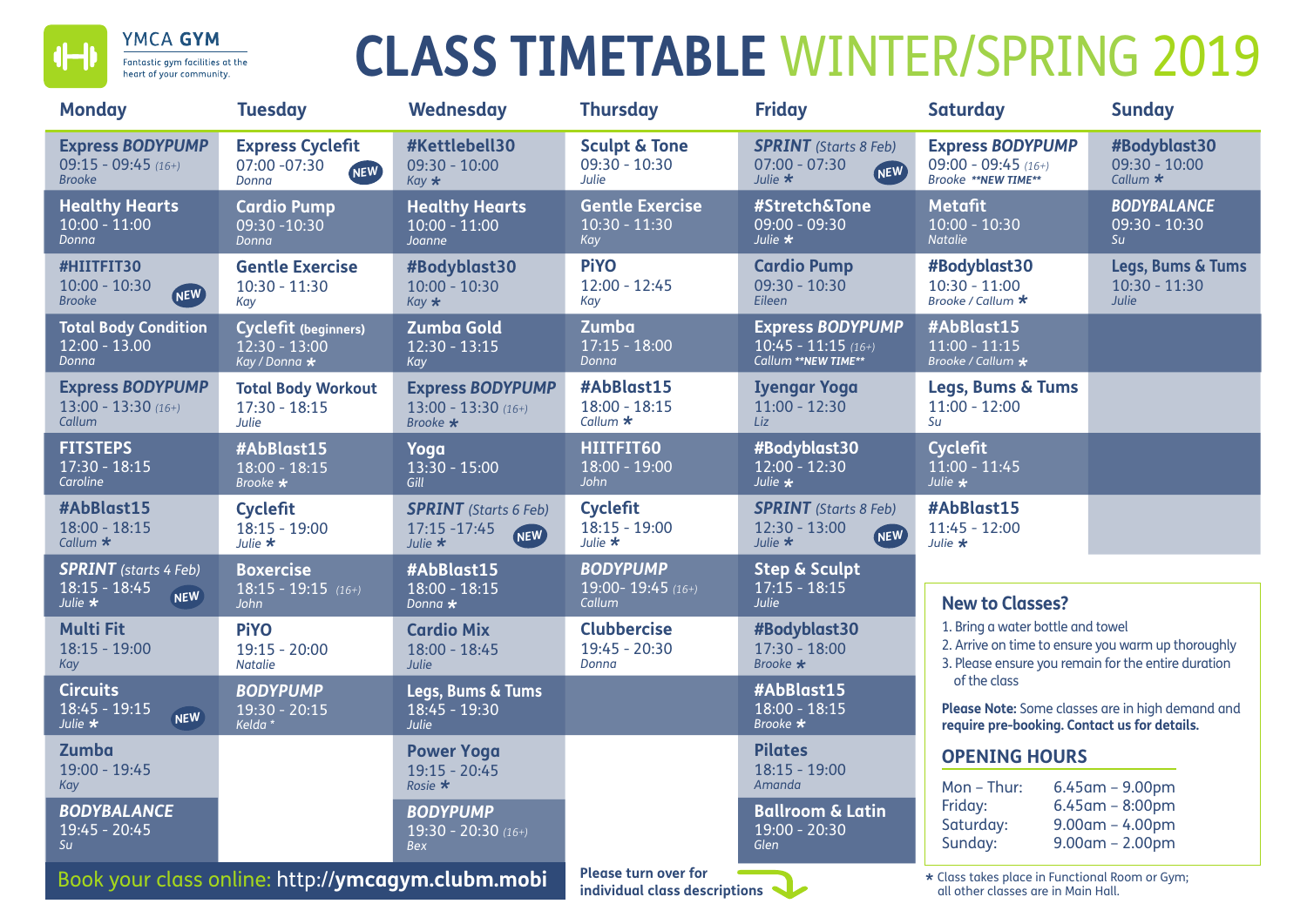YMCA **GYM**

Fantastic gym facilities at the heart of your community.

# CLASS TIMETABLE WINTER/SPRING 2019

| Monday | Tuesday | Wednesday | Thursday | Friday | Saturday | Sunday |
|---|---|---|---|---|---|---|
| **Express *BODYPUMP*** 09:15 - 09:45 *(16+)* *Brooke* | **Express Cyclefit** 07:00 -07:30 *Donna* NEW | **#Kettlebell30** 09:30 - 10:00 *Kay* * | **Sculpt & Tone** 09:30 - 10:30 *Julie* | ***SPRINT*** *(Starts 8 Feb)* 07:00 - 07:30 *Julie* * NEW | **Express *BODYPUMP*** 09:00 - 09:45 *(16+)* *Brooke* ***NEW TIME*** | **#Bodyblast30** 09:30 - 10:00 *Callum* * |
| **Healthy Hearts** 10:00 - 11:00 *Donna* | **Cardio Pump** 09:30 -10:30 *Donna* | **Healthy Hearts** 10:00 - 11:00 *Joanne* | **Gentle Exercise** 10:30 - 11:30 *Kay* | **#Stretch&Tone** 09:00 - 09:30 *Julie* * | **Metafit** 10:00 - 10:30 *Natalie* | ***BODYBALANCE*** 09:30 - 10:30 *Su* |
| **#HIITFIT30** 10:00 - 10:30 *Brooke* NEW | **Gentle Exercise** 10:30 - 11:30 *Kay* | **#Bodyblast30** 10:00 - 10:30 *Kay* * | **PiYO** 12:00 - 12:45 *Kay* | **Cardio Pump** 09:30 - 10:30 *Eileen* | **#Bodyblast30** 10:30 - 11:00 *Brooke / Callum* * | **Legs, Bums & Tums** 10:30 - 11:30 *Julie* |
| **Total Body Condition** 12:00 - 13.00 *Donna* | **Cyclefit** (beginners) 12:30 - 13:00 *Kay / Donna* * | **Zumba Gold** 12:30 - 13:15 *Kay* | **Zumba** 17:15 - 18:00 *Donna* | **Express *BODYPUMP*** 10:45 - 11:15 *(16+)* *Callum* ***NEW TIME*** | **#AbBlast15** 11:00 - 11:15 *Brooke / Callum* * | |
| **Express *BODYPUMP*** 13:00 - 13:30 *(16+)* *Callum* | **Total Body Workout** 17:30 - 18:15 *Julie* | **Express *BODYPUMP*** 13:00 - 13:30 *(16+)* *Brooke* * | **#AbBlast15** 18:00 - 18:15 *Callum* * | **Iyengar Yoga** 11:00 - 12:30 *Liz* | **Legs, Bums & Tums** 11:00 - 12:00 *Su* | |
| **FITSTEPS** 17:30 - 18:15 *Caroline* | **#AbBlast15** 18:00 - 18:15 *Brooke* * | **Yoga** 13:30 - 15:00 *Gill* | **HIITFIT60** 18:00 - 19:00 *John* | **#Bodyblast30** 12:00 - 12:30 *Julie* * | **Cyclefit** 11:00 - 11:45 *Julie* * | |
| **#AbBlast15** 18:00 - 18:15 *Callum* * | **Cyclefit** 18:15 - 19:00 *Julie* * | ***SPRINT*** *(Starts 6 Feb)* 17:15 -17:45 *Julie* * NEW | **Cyclefit** 18:15 - 19:00 *Julie* * | ***SPRINT*** *(Starts 8 Feb)* 12:30 - 13:00 *Julie* * NEW | **#AbBlast15** 11:45 - 12:00 *Julie* * | |
| ***SPRINT*** *(starts 4 Feb)* 18:15 - 18:45 *Julie* * NEW | **Boxercise** 18:15 - 19:15 *(16+)* *John* | **#AbBlast15** 18:00 - 18:15 *Donna* * | ***BODYPUMP*** 19:00- 19:45 *(16+)* *Callum* | **Step & Sculpt** 17:15 - 18:15 *Julie* | | |
| **Multi Fit** 18:15 - 19:00 *Kay* | **PiYO** 19:15 - 20:00 *Natalie* | **Cardio Mix** 18:00 - 18:45 *Julie* | **Clubbercise** 19:45 - 20:30 *Donna* | **#Bodyblast30** 17:30 - 18:00 *Brooke* * | | |
| **Circuits** 18:45 - 19:15 *Julie* * NEW | ***BODYPUMP*** 19:30 - 20:15 *Kelda* * | **Legs, Bums & Tums** 18:45 - 19:30 *Julie* | | **#AbBlast15** 18:00 - 18:15 *Brooke* * | | |
| **Zumba** 19:00 - 19:45 *Kay* | | **Power Yoga** 19:15 - 20:45 *Rosie* * | | **Pilates** 18:15 - 19:00 *Amanda* | | |
| ***BODYBALANCE*** 19:45 - 20:45 *Su* | | ***BODYPUMP*** 19:30 - 20:30 *(16+)* *Bex* | | **Ballroom & Latin** 19:00 - 20:30 *Glen* | | |

## New to Classes?

1. Bring a water bottle and towel
2. Arrive on time to ensure you warm up thoroughly
3. Please ensure you remain for the entire duration of the class

**Please Note:** Some classes are in high demand and **require pre-booking. Contact us for details.**

## OPENING HOURS

| | |
|---|---|
| Mon – Thur: | 6.45am – 9.00pm |
| Friday: | 6.45am – 8.00pm |
| Saturday: | 9.00am – 4.00pm |
| Sunday: | 9.00am – 2.00pm |

Book your class online: http://**ymcagym.clubm.mobi**

**Please turn over for individual class descriptions**

* Class takes place in Functional Room or Gym; all other classes are in Main Hall.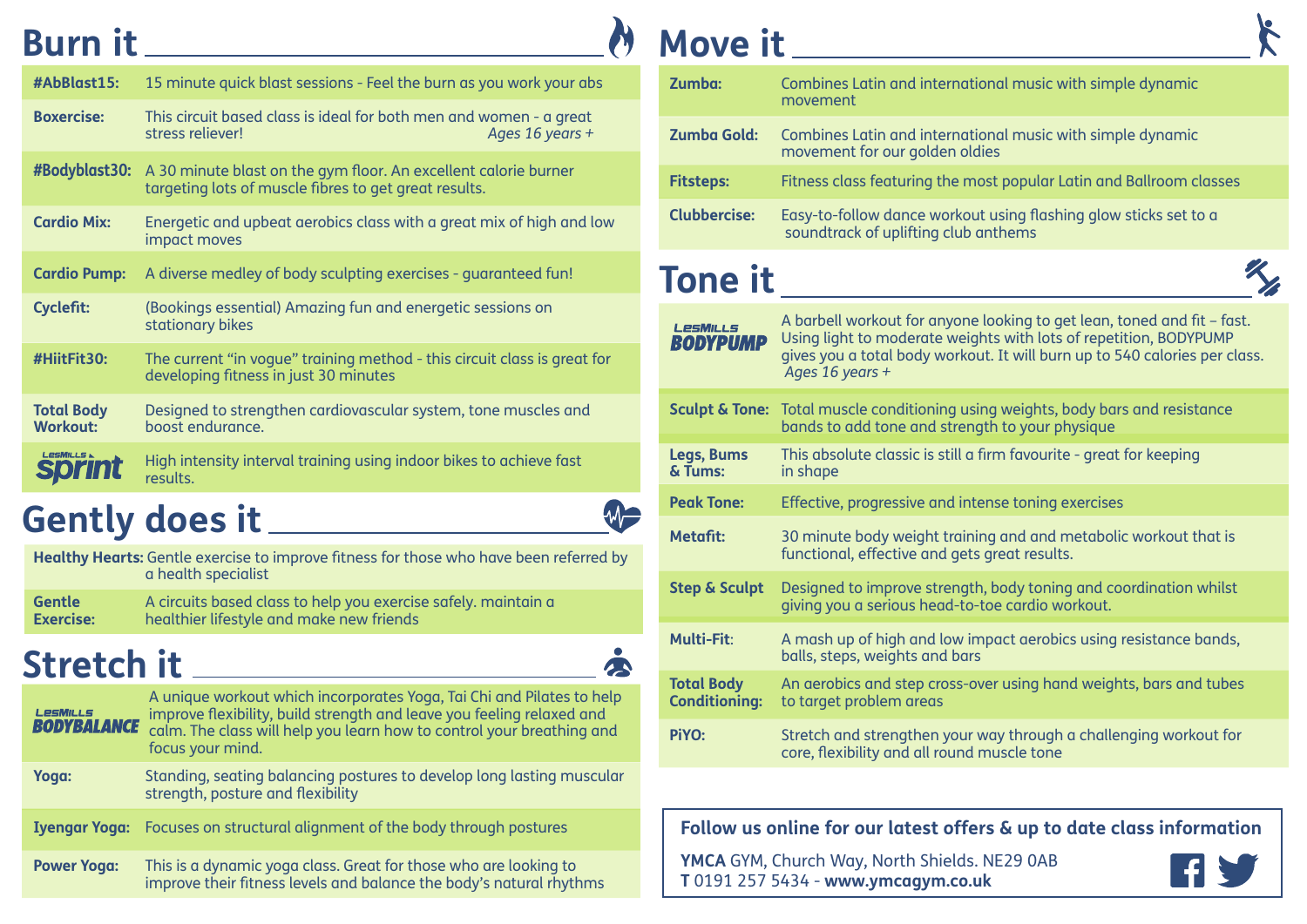## Burn it

| | |
|---|---|
| **#AbBlast15:** | 15 minute quick blast sessions - Feel the burn as you work your abs |
| **Boxercise:** | This circuit based class is ideal for both men and women - a great stress reliever! *Ages 16 years +* |
| **#Bodyblast30:** | A 30 minute blast on the gym floor. An excellent calorie burner targeting lots of muscle fibres to get great results. |
| **Cardio Mix:** | Energetic and upbeat aerobics class with a great mix of high and low impact moves |
| **Cardio Pump:** | A diverse medley of body sculpting exercises - guaranteed fun! |
| **Cyclefit:** | (Bookings essential) Amazing fun and energetic sessions on stationary bikes |
| **#HiitFit30:** | The current "in vogue" training method - this circuit class is great for developing fitness in just 30 minutes |
| **Total Body Workout:** | Designed to strengthen cardiovascular system, tone muscles and boost endurance. |
| **LesMills sprint** | High intensity interval training using indoor bikes to achieve fast results. |

## Gently does it

| | |
|---|---|
| **Healthy Hearts:** | Gentle exercise to improve fitness for those who have been referred by a health specialist |
| **Gentle Exercise:** | A circuits based class to help you exercise safely. maintain a healthier lifestyle and make new friends |

## Stretch it

| | |
|---|---|
| **LesMills BODYBALANCE** | A unique workout which incorporates Yoga, Tai Chi and Pilates to help improve flexibility, build strength and leave you feeling relaxed and calm. The class will help you learn how to control your breathing and focus your mind. |
| **Yoga:** | Standing, seating balancing postures to develop long lasting muscular strength, posture and flexibility |
| **Iyengar Yoga:** | Focuses on structural alignment of the body through postures |
| **Power Yoga:** | This is a dynamic yoga class. Great for those who are looking to improve their fitness levels and balance the body's natural rhythms |

## Move it

| | |
|---|---|
| **Zumba:** | Combines Latin and international music with simple dynamic movement |
| **Zumba Gold:** | Combines Latin and international music with simple dynamic movement for our golden oldies |
| **Fitsteps:** | Fitness class featuring the most popular Latin and Ballroom classes |
| **Clubbercise:** | Easy-to-follow dance workout using flashing glow sticks set to a soundtrack of uplifting club anthems |

## Tone it

| | |
|---|---|
| **LesMills BODYPUMP** | A barbell workout for anyone looking to get lean, toned and fit – fast. Using light to moderate weights with lots of repetition, BODYPUMP gives you a total body workout. It will burn up to 540 calories per class. *Ages 16 years +* |
| **Sculpt & Tone:** | Total muscle conditioning using weights, body bars and resistance bands to add tone and strength to your physique |
| **Legs, Bums & Tums:** | This absolute classic is still a firm favourite - great for keeping in shape |
| **Peak Tone:** | Effective, progressive and intense toning exercises |
| **Metafit:** | 30 minute body weight training and and metabolic workout that is functional, effective and gets great results. |
| **Step & Sculpt** | Designed to improve strength, body toning and coordination whilst giving you a serious head-to-toe cardio workout. |
| **Multi-Fit:** | A mash up of high and low impact aerobics using resistance bands, balls, steps, weights and bars |
| **Total Body Conditioning:** | An aerobics and step cross-over using hand weights, bars and tubes to target problem areas |
| **PiYO:** | Stretch and strengthen your way through a challenging workout for core, flexibility and all round muscle tone |

**Follow us online for our latest offers & up to date class information**

**YMCA** GYM, Church Way, North Shields. NE29 0AB
**T** 0191 257 5434 - **www.ymcagym.co.uk**